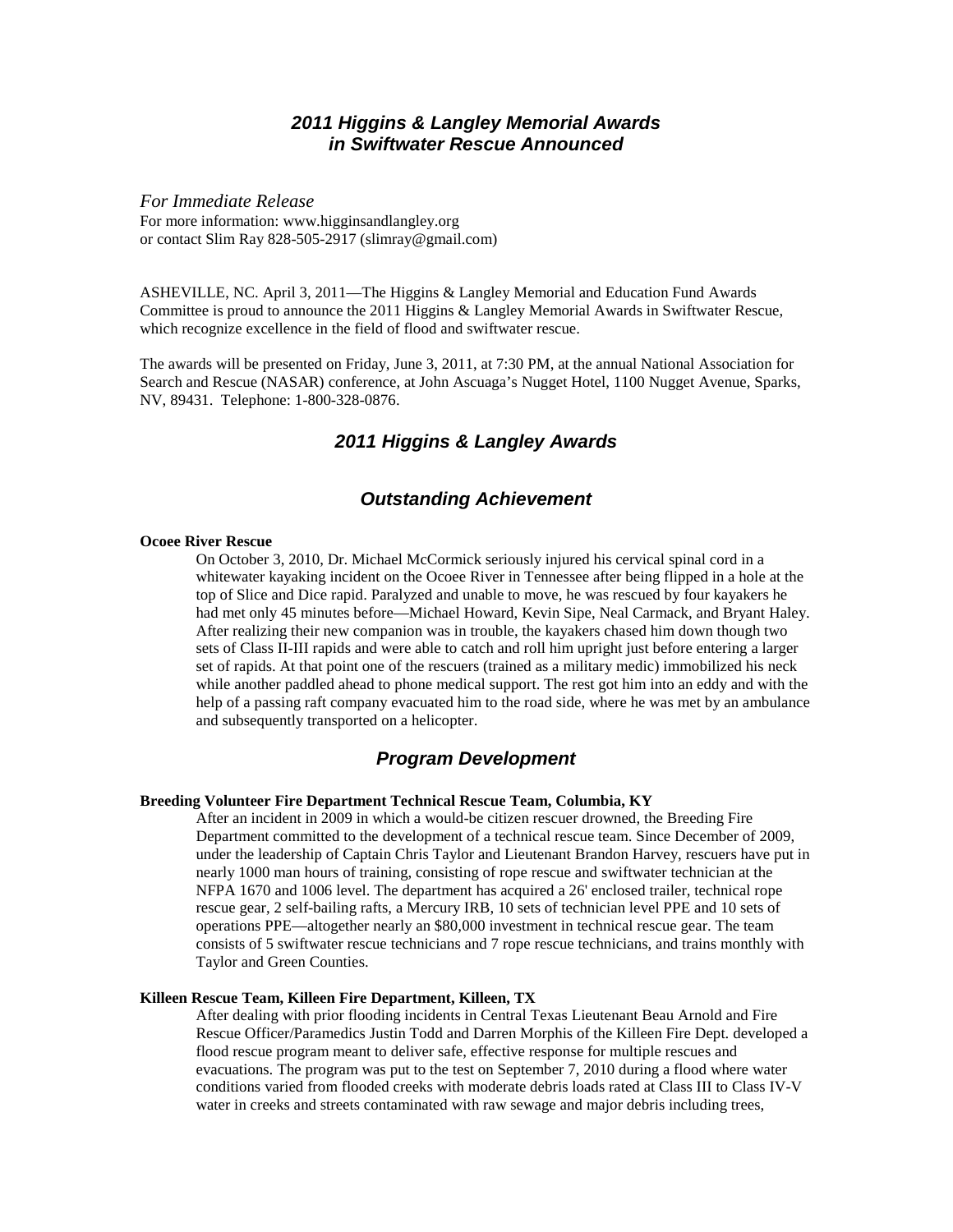# *2011 Higgins & Langley Memorial Awards in Swiftwater Rescue Announced*

*For Immediate Release*
For more information: www.higginsandlangley.org
or contact Slim Ray 828-505-2917 (slimray@gmail.com)

ASHEVILLE, NC. April 3, 2011—The Higgins & Langley Memorial and Education Fund Awards Committee is proud to announce the 2011 Higgins & Langley Memorial Awards in Swiftwater Rescue, which recognize excellence in the field of flood and swiftwater rescue.

The awards will be presented on Friday, June 3, 2011, at 7:30 PM, at the annual National Association for Search and Rescue (NASAR) conference, at John Ascuaga's Nugget Hotel, 1100 Nugget Avenue, Sparks, NV, 89431. Telephone: 1-800-328-0876.

## *2011 Higgins & Langley Awards*

## *Outstanding Achievement*

**Ocoee River Rescue**

On October 3, 2010, Dr. Michael McCormick seriously injured his cervical spinal cord in a whitewater kayaking incident on the Ocoee River in Tennessee after being flipped in a hole at the top of Slice and Dice rapid. Paralyzed and unable to move, he was rescued by four kayakers he had met only 45 minutes before—Michael Howard, Kevin Sipe, Neal Carmack, and Bryant Haley. After realizing their new companion was in trouble, the kayakers chased him down though two sets of Class II-III rapids and were able to catch and roll him upright just before entering a larger set of rapids. At that point one of the rescuers (trained as a military medic) immobilized his neck while another paddled ahead to phone medical support. The rest got him into an eddy and with the help of a passing raft company evacuated him to the road side, where he was met by an ambulance and subsequently transported on a helicopter.

## *Program Development*

**Breeding Volunteer Fire Department Technical Rescue Team, Columbia, KY**

After an incident in 2009 in which a would-be citizen rescuer drowned, the Breeding Fire Department committed to the development of a technical rescue team. Since December of 2009, under the leadership of Captain Chris Taylor and Lieutenant Brandon Harvey, rescuers have put in nearly 1000 man hours of training, consisting of rope rescue and swiftwater technician at the NFPA 1670 and 1006 level. The department has acquired a 26' enclosed trailer, technical rope rescue gear, 2 self-bailing rafts, a Mercury IRB, 10 sets of technician level PPE and 10 sets of operations PPE—altogether nearly an $80,000 investment in technical rescue gear. The team consists of 5 swiftwater rescue technicians and 7 rope rescue technicians, and trains monthly with Taylor and Green Counties.

**Killeen Rescue Team, Killeen Fire Department, Killeen, TX**

After dealing with prior flooding incidents in Central Texas Lieutenant Beau Arnold and Fire Rescue Officer/Paramedics Justin Todd and Darren Morphis of the Killeen Fire Dept. developed a flood rescue program meant to deliver safe, effective response for multiple rescues and evacuations. The program was put to the test on September 7, 2010 during a flood where water conditions varied from flooded creeks with moderate debris loads rated at Class III to Class IV-V water in creeks and streets contaminated with raw sewage and major debris including trees,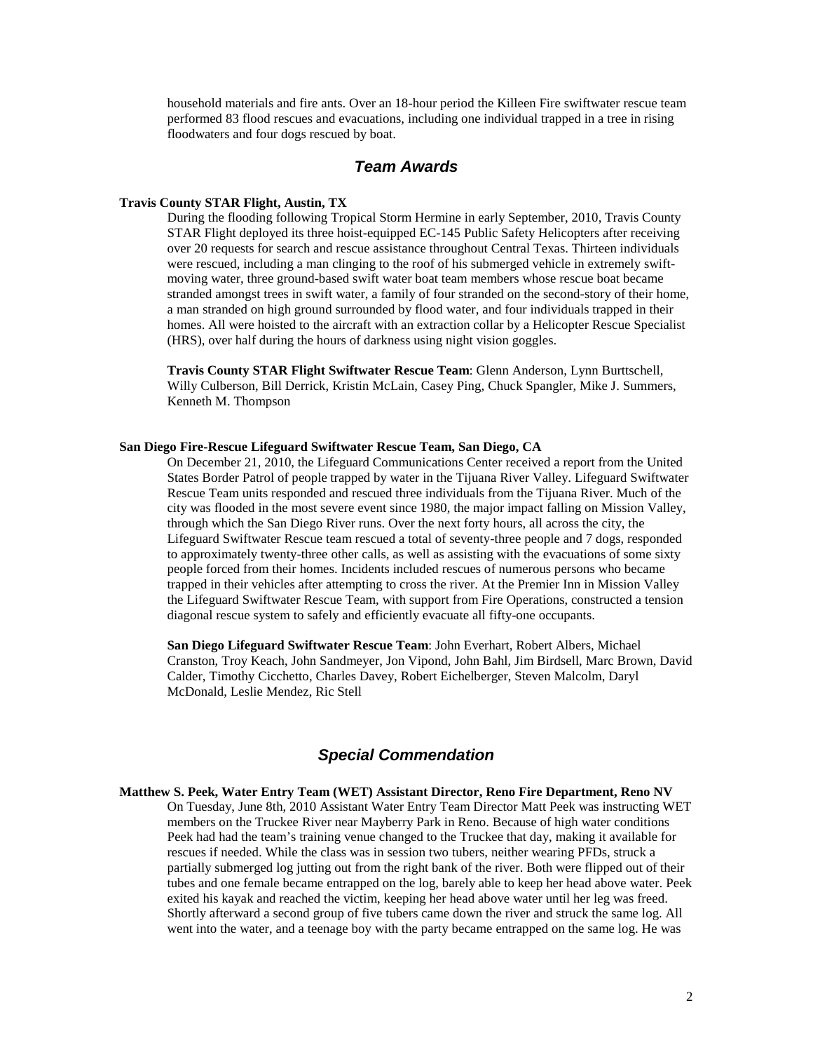household materials and fire ants. Over an 18-hour period the Killeen Fire swiftwater rescue team performed 83 flood rescues and evacuations, including one individual trapped in a tree in rising floodwaters and four dogs rescued by boat.

## *Team Awards*

**Travis County STAR Flight, Austin, TX**

During the flooding following Tropical Storm Hermine in early September, 2010, Travis County STAR Flight deployed its three hoist-equipped EC-145 Public Safety Helicopters after receiving over 20 requests for search and rescue assistance throughout Central Texas. Thirteen individuals were rescued, including a man clinging to the roof of his submerged vehicle in extremely swift-moving water, three ground-based swift water boat team members whose rescue boat became stranded amongst trees in swift water, a family of four stranded on the second-story of their home, a man stranded on high ground surrounded by flood water, and four individuals trapped in their homes. All were hoisted to the aircraft with an extraction collar by a Helicopter Rescue Specialist (HRS), over half during the hours of darkness using night vision goggles.

**Travis County STAR Flight Swiftwater Rescue Team**: Glenn Anderson, Lynn Burttschell, Willy Culberson, Bill Derrick, Kristin McLain, Casey Ping, Chuck Spangler, Mike J. Summers, Kenneth M. Thompson

**San Diego Fire-Rescue Lifeguard Swiftwater Rescue Team, San Diego, CA**

On December 21, 2010, the Lifeguard Communications Center received a report from the United States Border Patrol of people trapped by water in the Tijuana River Valley. Lifeguard Swiftwater Rescue Team units responded and rescued three individuals from the Tijuana River. Much of the city was flooded in the most severe event since 1980, the major impact falling on Mission Valley, through which the San Diego River runs. Over the next forty hours, all across the city, the Lifeguard Swiftwater Rescue team rescued a total of seventy-three people and 7 dogs, responded to approximately twenty-three other calls, as well as assisting with the evacuations of some sixty people forced from their homes. Incidents included rescues of numerous persons who became trapped in their vehicles after attempting to cross the river. At the Premier Inn in Mission Valley the Lifeguard Swiftwater Rescue Team, with support from Fire Operations, constructed a tension diagonal rescue system to safely and efficiently evacuate all fifty-one occupants.

**San Diego Lifeguard Swiftwater Rescue Team**: John Everhart, Robert Albers, Michael Cranston, Troy Keach, John Sandmeyer, Jon Vipond, John Bahl, Jim Birdsell, Marc Brown, David Calder, Timothy Cicchetto, Charles Davey, Robert Eichelberger, Steven Malcolm, Daryl McDonald, Leslie Mendez, Ric Stell

## *Special Commendation*

**Matthew S. Peek, Water Entry Team (WET) Assistant Director, Reno Fire Department, Reno NV**

On Tuesday, June 8th, 2010 Assistant Water Entry Team Director Matt Peek was instructing WET members on the Truckee River near Mayberry Park in Reno. Because of high water conditions Peek had had the team's training venue changed to the Truckee that day, making it available for rescues if needed. While the class was in session two tubers, neither wearing PFDs, struck a partially submerged log jutting out from the right bank of the river. Both were flipped out of their tubes and one female became entrapped on the log, barely able to keep her head above water. Peek exited his kayak and reached the victim, keeping her head above water until her leg was freed. Shortly afterward a second group of five tubers came down the river and struck the same log. All went into the water, and a teenage boy with the party became entrapped on the same log. He was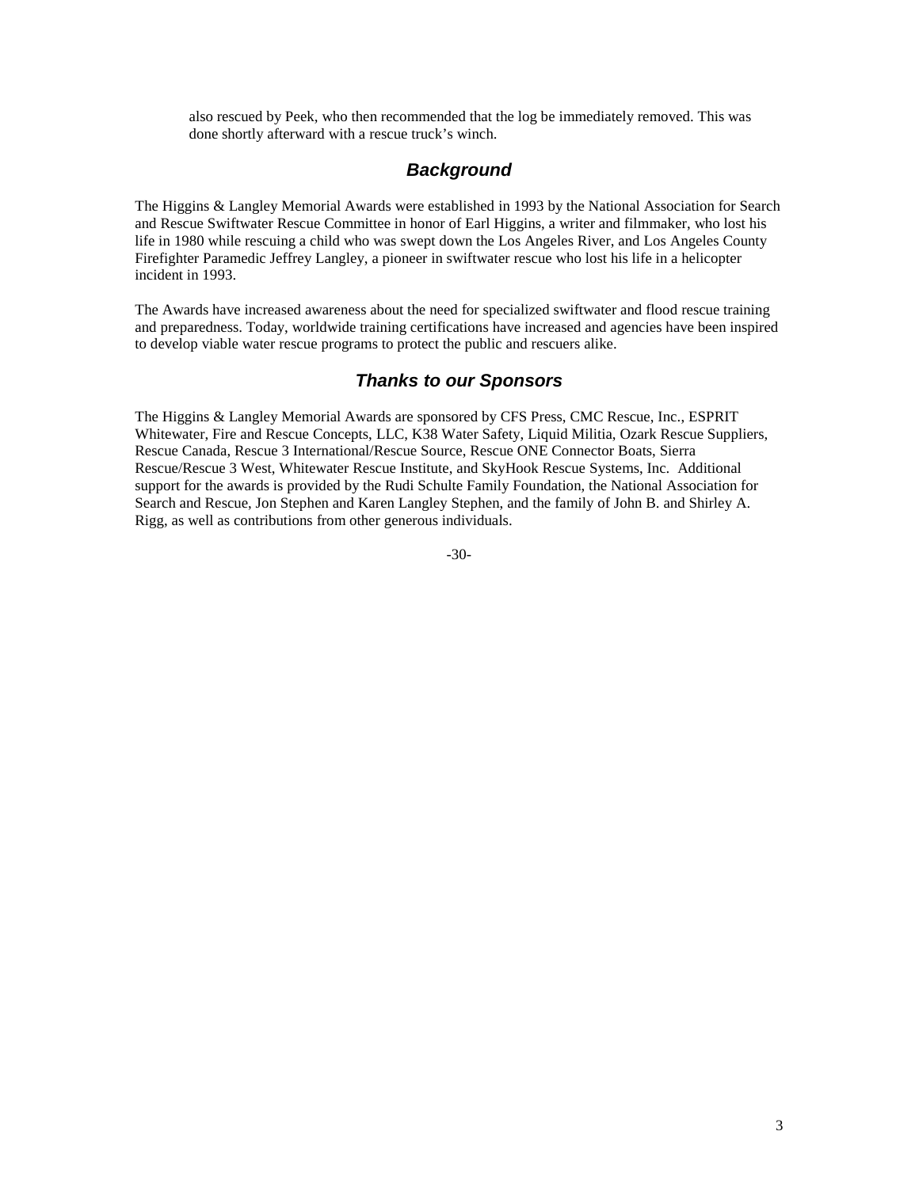also rescued by Peek, who then recommended that the log be immediately removed. This was done shortly afterward with a rescue truck's winch.

## *Background*

The Higgins & Langley Memorial Awards were established in 1993 by the National Association for Search and Rescue Swiftwater Rescue Committee in honor of Earl Higgins, a writer and filmmaker, who lost his life in 1980 while rescuing a child who was swept down the Los Angeles River, and Los Angeles County Firefighter Paramedic Jeffrey Langley, a pioneer in swiftwater rescue who lost his life in a helicopter incident in 1993.

The Awards have increased awareness about the need for specialized swiftwater and flood rescue training and preparedness. Today, worldwide training certifications have increased and agencies have been inspired to develop viable water rescue programs to protect the public and rescuers alike.

## *Thanks to our Sponsors*

The Higgins & Langley Memorial Awards are sponsored by CFS Press, CMC Rescue, Inc., ESPRIT Whitewater, Fire and Rescue Concepts, LLC, K38 Water Safety, Liquid Militia, Ozark Rescue Suppliers, Rescue Canada, Rescue 3 International/Rescue Source, Rescue ONE Connector Boats, Sierra Rescue/Rescue 3 West, Whitewater Rescue Institute, and SkyHook Rescue Systems, Inc. Additional support for the awards is provided by the Rudi Schulte Family Foundation, the National Association for Search and Rescue, Jon Stephen and Karen Langley Stephen, and the family of John B. and Shirley A. Rigg, as well as contributions from other generous individuals.

-30-